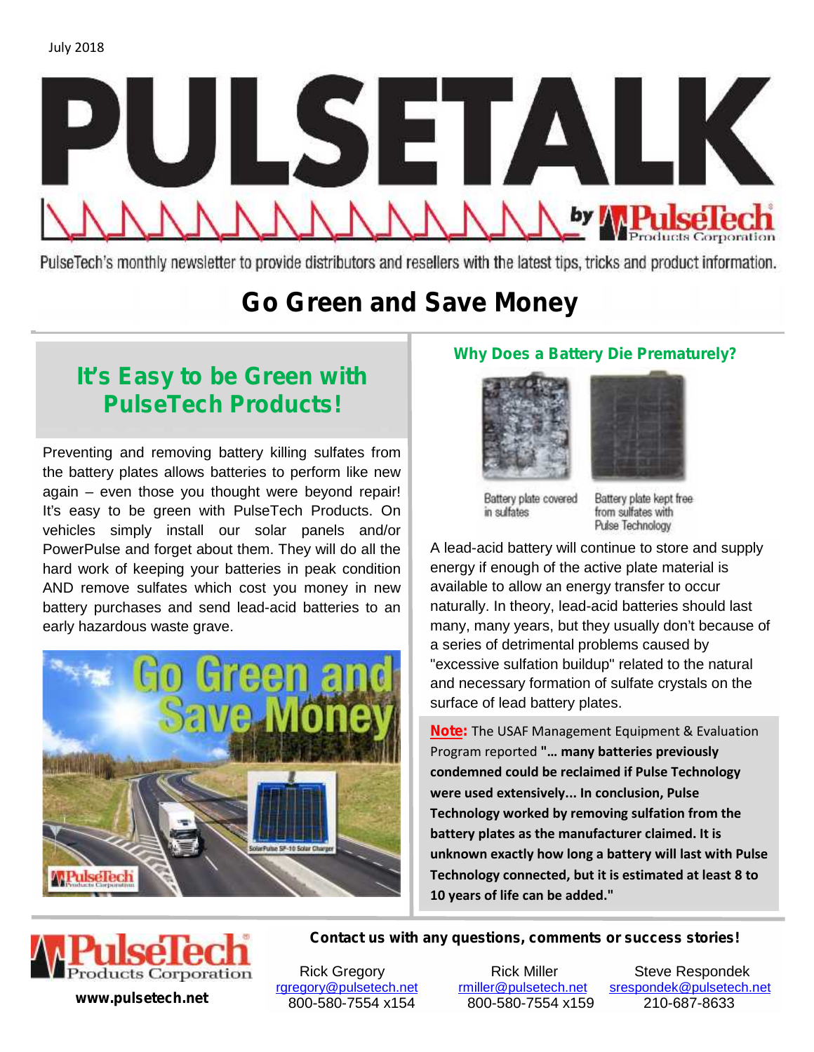July 2018

# PULSETALK

by PulseTech Products Corporation

PulseTech's monthly newsletter to provide distributors and resellers with the latest tips, tricks and product information.

# Go Green and Save Money

## It's Easy to be Green with PulseTech Products!

Preventing and removing battery killing sulfates from the battery plates allows batteries to perform like new again – even those you thought were beyond repair! It's easy to be green with PulseTech Products. On vehicles simply install our solar panels and/or PowerPulse and forget about them. They will do all the hard work of keeping your batteries in peak condition AND remove sulfates which cost you money in new battery purchases and send lead-acid batteries to an early hazardous waste grave.

## Why Does a Battery Die Prematurely?

Battery plate covered in sulfates

Battery plate kept free from sulfates with Pulse Technology

A lead-acid battery will continue to store and supply energy if enough of the active plate material is available to allow an energy transfer to occur naturally. In theory, lead-acid batteries should last many, many years, but they usually don't because of a series of detrimental problems caused by "excessive sulfation buildup" related to the natural and necessary formation of sulfate crystals on the surface of lead battery plates.

**Note:** The USAF Management Equipment & Evaluation Program reported **"… many batteries previously condemned could be reclaimed if Pulse Technology were used extensively... In conclusion, Pulse Technology worked by removing sulfation from the battery plates as the manufacturer claimed. It is unknown exactly how long a battery will last with Pulse Technology connected, but it is estimated at least 8 to 10 years of life can be added."**

PulseTech Products Corporation

**www.pulsetech.net**

**Contact us with any questions, comments or success stories!**

| Rick Gregory | Rick Miller | Steve Respondek |
|---|---|---|
| rgregory@pulsetech.net | rmiller@pulsetech.net | srespondek@pulsetech.net |
| 800-580-7554 x154 | 800-580-7554 x159 | 210-687-8633 |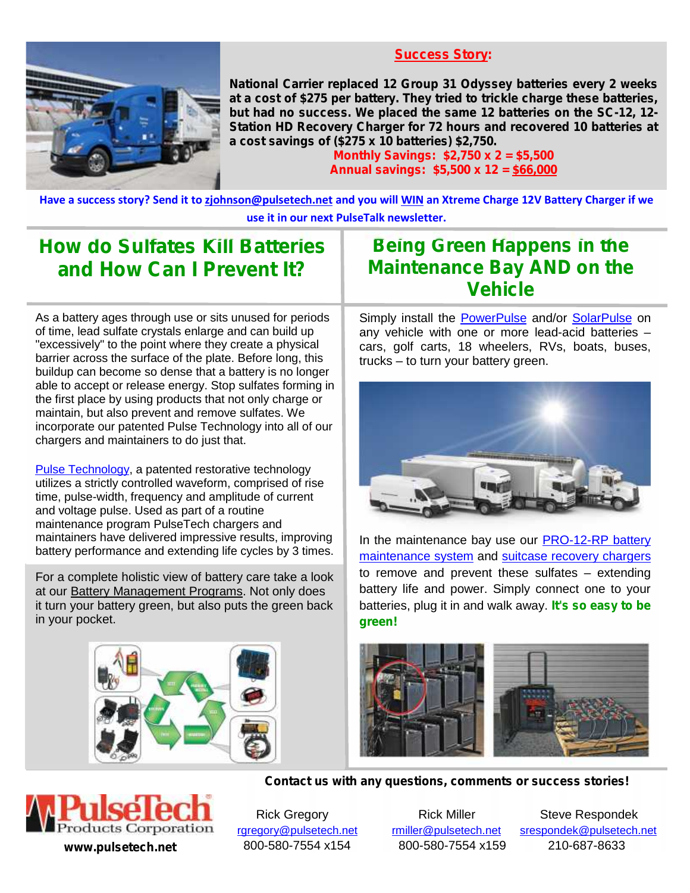## Success Story:

**National Carrier replaced 12 Group 31 Odyssey batteries every 2 weeks at a cost of $275 per battery. They tried to trickle charge these batteries, but had no success. We placed the same 12 batteries on the SC-12, 12-Station HD Recovery Charger for 72 hours and recovered 10 batteries at a cost savings of ($275 x 10 batteries) $2,750.**

**Monthly Savings: $2,750 x 2 = $5,500**

**Annual savings: $5,500 x 12 = $66,000**

**Have a success story? Send it to zjohnson@pulsetech.net and you will WIN an Xtreme Charge 12V Battery Charger if we use it in our next PulseTalk newsletter.**

## How do Sulfates Kill Batteries and How Can I Prevent It?

As a battery ages through use or sits unused for periods of time, lead sulfate crystals enlarge and can build up "excessively" to the point where they create a physical barrier across the surface of the plate. Before long, this buildup can become so dense that a battery is no longer able to accept or release energy. Stop sulfates forming in the first place by using products that not only charge or maintain, but also prevent and remove sulfates. We incorporate our patented Pulse Technology into all of our chargers and maintainers to do just that.

Pulse Technology, a patented restorative technology utilizes a strictly controlled waveform, comprised of rise time, pulse-width, frequency and amplitude of current and voltage pulse. Used as part of a routine maintenance program PulseTech chargers and maintainers have delivered impressive results, improving battery performance and extending life cycles by 3 times.

For a complete holistic view of battery care take a look at our Battery Management Programs. Not only does it turn your battery green, but also puts the green back in your pocket.

## Being Green Happens in the Maintenance Bay AND on the Vehicle

Simply install the PowerPulse and/or SolarPulse on any vehicle with one or more lead-acid batteries – cars, golf carts, 18 wheelers, RVs, boats, buses, trucks – to turn your battery green.

In the maintenance bay use our PRO-12-RP battery maintenance system and suitcase recovery chargers to remove and prevent these sulfates – extending battery life and power. Simply connect one to your batteries, plug it in and walk away. **It's so easy to be green!**

**Contact us with any questions, comments or success stories!**

PulseTech Products Corporation

**www.pulsetech.net**

| | | |
|---|---|---|
| Rick Gregory | Rick Miller | Steve Respondek |
| rgregory@pulsetech.net | rmiller@pulsetech.net | srespondek@pulsetech.net |
| 800-580-7554 x154 | 800-580-7554 x159 | 210-687-8633 |